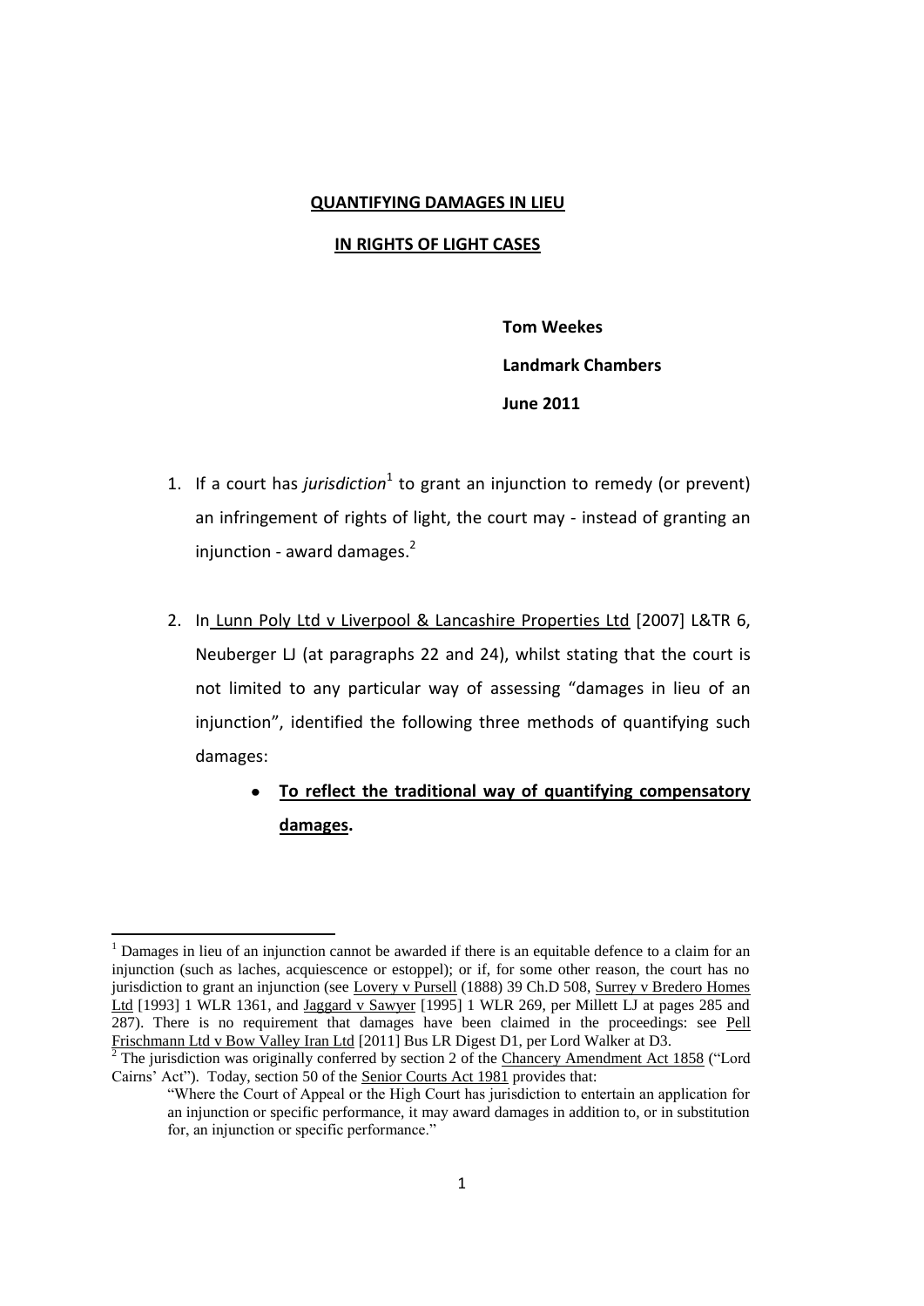**QUANTIFYING DAMAGES IN LIEU**

**IN RIGHTS OF LIGHT CASES**

**Tom Weekes**

**Landmark Chambers**

**June 2011**

1. If a court has *jurisdiction*[1] to grant an injunction to remedy (or prevent) an infringement of rights of light, the court may - instead of granting an injunction - award damages.[2]

2. In Lunn Poly Ltd v Liverpool & Lancashire Properties Ltd [2007] L&TR 6, Neuberger LJ (at paragraphs 22 and 24), whilst stating that the court is not limited to any particular way of assessing "damages in lieu of an injunction", identified the following three methods of quantifying such damages:

   - **To reflect the traditional way of quantifying compensatory damages.**

---

[1] Damages in lieu of an injunction cannot be awarded if there is an equitable defence to a claim for an injunction (such as laches, acquiescence or estoppel); or if, for some other reason, the court has no jurisdiction to grant an injunction (see Lovery v Pursell (1888) 39 Ch.D 508, Surrey v Bredero Homes Ltd [1993] 1 WLR 1361, and Jaggard v Sawyer [1995] 1 WLR 269, per Millett LJ at pages 285 and 287). There is no requirement that damages have been claimed in the proceedings: see Pell Frischmann Ltd v Bow Valley Iran Ltd [2011] Bus LR Digest D1, per Lord Walker at D3.

[2] The jurisdiction was originally conferred by section 2 of the Chancery Amendment Act 1858 ("Lord Cairns' Act"). Today, section 50 of the Senior Courts Act 1981 provides that:

> "Where the Court of Appeal or the High Court has jurisdiction to entertain an application for an injunction or specific performance, it may award damages in addition to, or in substitution for, an injunction or specific performance."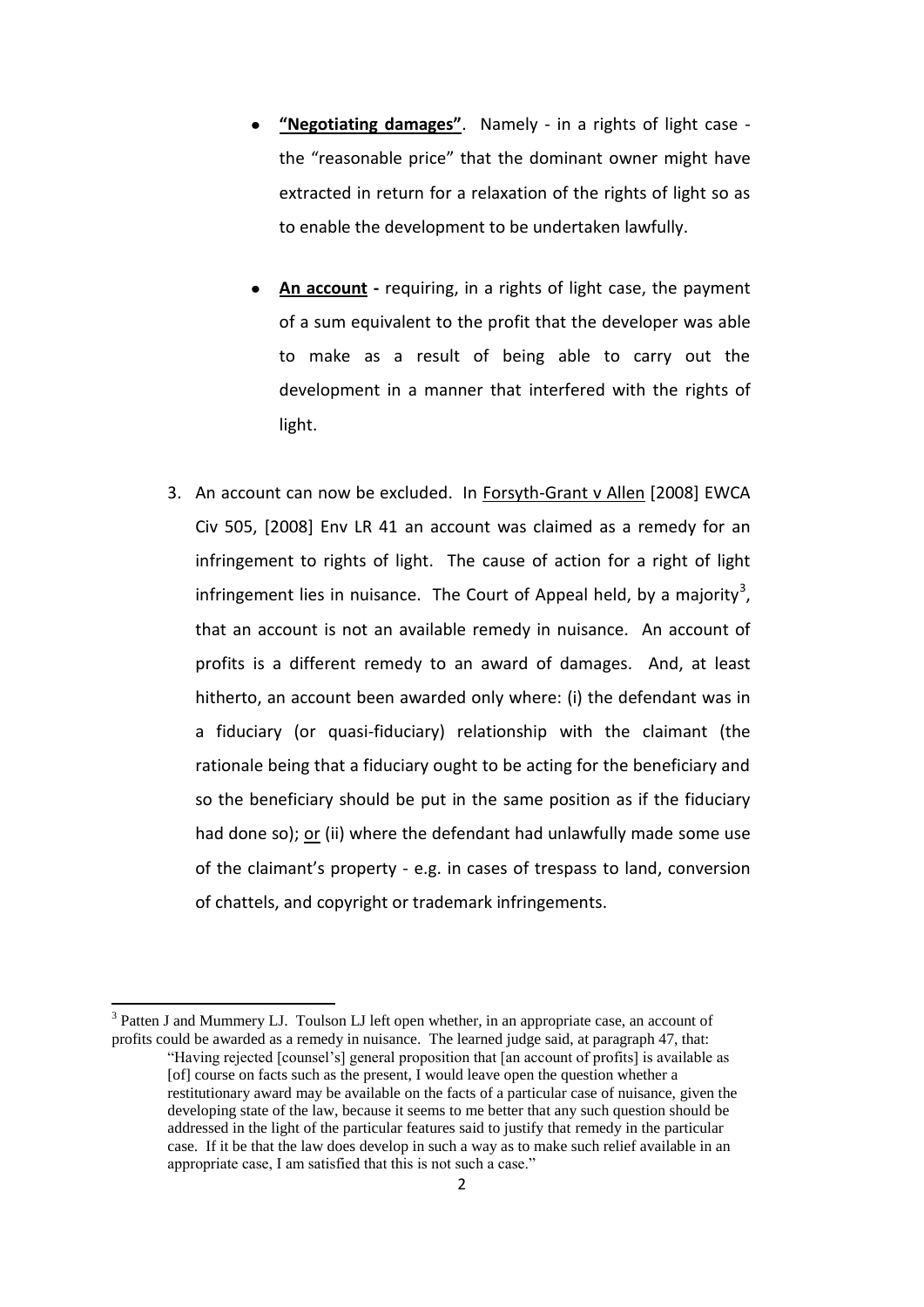- **"Negotiating damages"**. Namely - in a rights of light case - the "reasonable price" that the dominant owner might have extracted in return for a relaxation of the rights of light so as to enable the development to be undertaken lawfully.

- **An account -** requiring, in a rights of light case, the payment of a sum equivalent to the profit that the developer was able to make as a result of being able to carry out the development in a manner that interfered with the rights of light.

3. An account can now be excluded. In Forsyth-Grant v Allen [2008] EWCA Civ 505, [2008] Env LR 41 an account was claimed as a remedy for an infringement to rights of light. The cause of action for a right of light infringement lies in nuisance. The Court of Appeal held, by a majority[3], that an account is not an available remedy in nuisance. An account of profits is a different remedy to an award of damages. And, at least hitherto, an account been awarded only where: (i) the defendant was in a fiduciary (or quasi-fiduciary) relationship with the claimant (the rationale being that a fiduciary ought to be acting for the beneficiary and so the beneficiary should be put in the same position as if the fiduciary had done so); or (ii) where the defendant had unlawfully made some use of the claimant's property - e.g. in cases of trespass to land, conversion of chattels, and copyright or trademark infringements.

---

[3] Patten J and Mummery LJ. Toulson LJ left open whether, in an appropriate case, an account of profits could be awarded as a remedy in nuisance. The learned judge said, at paragraph 47, that:

> "Having rejected [counsel's] general proposition that [an account of profits] is available as [of] course on facts such as the present, I would leave open the question whether a restitutionary award may be available on the facts of a particular case of nuisance, given the developing state of the law, because it seems to me better that any such question should be addressed in the light of the particular features said to justify that remedy in the particular case. If it be that the law does develop in such a way as to make such relief available in an appropriate case, I am satisfied that this is not such a case."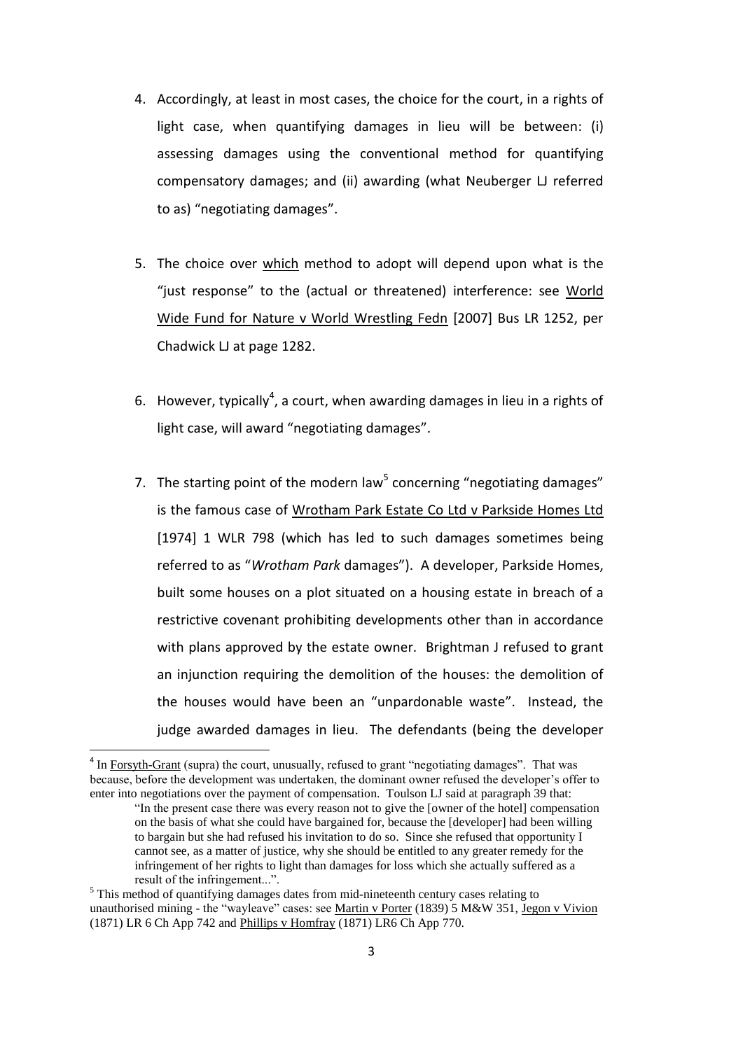4. Accordingly, at least in most cases, the choice for the court, in a rights of light case, when quantifying damages in lieu will be between: (i) assessing damages using the conventional method for quantifying compensatory damages; and (ii) awarding (what Neuberger LJ referred to as) "negotiating damages".

5. The choice over which method to adopt will depend upon what is the "just response" to the (actual or threatened) interference: see World Wide Fund for Nature v World Wrestling Fedn [2007] Bus LR 1252, per Chadwick LJ at page 1282.

6. However, typically[4], a court, when awarding damages in lieu in a rights of light case, will award "negotiating damages".

7. The starting point of the modern law[5] concerning "negotiating damages" is the famous case of Wrotham Park Estate Co Ltd v Parkside Homes Ltd [1974] 1 WLR 798 (which has led to such damages sometimes being referred to as "*Wrotham Park* damages"). A developer, Parkside Homes, built some houses on a plot situated on a housing estate in breach of a restrictive covenant prohibiting developments other than in accordance with plans approved by the estate owner. Brightman J refused to grant an injunction requiring the demolition of the houses: the demolition of the houses would have been an "unpardonable waste". Instead, the judge awarded damages in lieu. The defendants (being the developer

---

[4] In Forsyth-Grant (supra) the court, unusually, refused to grant "negotiating damages". That was because, before the development was undertaken, the dominant owner refused the developer's offer to enter into negotiations over the payment of compensation. Toulson LJ said at paragraph 39 that:

> "In the present case there was every reason not to give the [owner of the hotel] compensation on the basis of what she could have bargained for, because the [developer] had been willing to bargain but she had refused his invitation to do so. Since she refused that opportunity I cannot see, as a matter of justice, why she should be entitled to any greater remedy for the infringement of her rights to light than damages for loss which she actually suffered as a result of the infringement...".

[5] This method of quantifying damages dates from mid-nineteenth century cases relating to unauthorised mining - the "wayleave" cases: see Martin v Porter (1839) 5 M&W 351, Jegon v Vivion (1871) LR 6 Ch App 742 and Phillips v Homfray (1871) LR6 Ch App 770.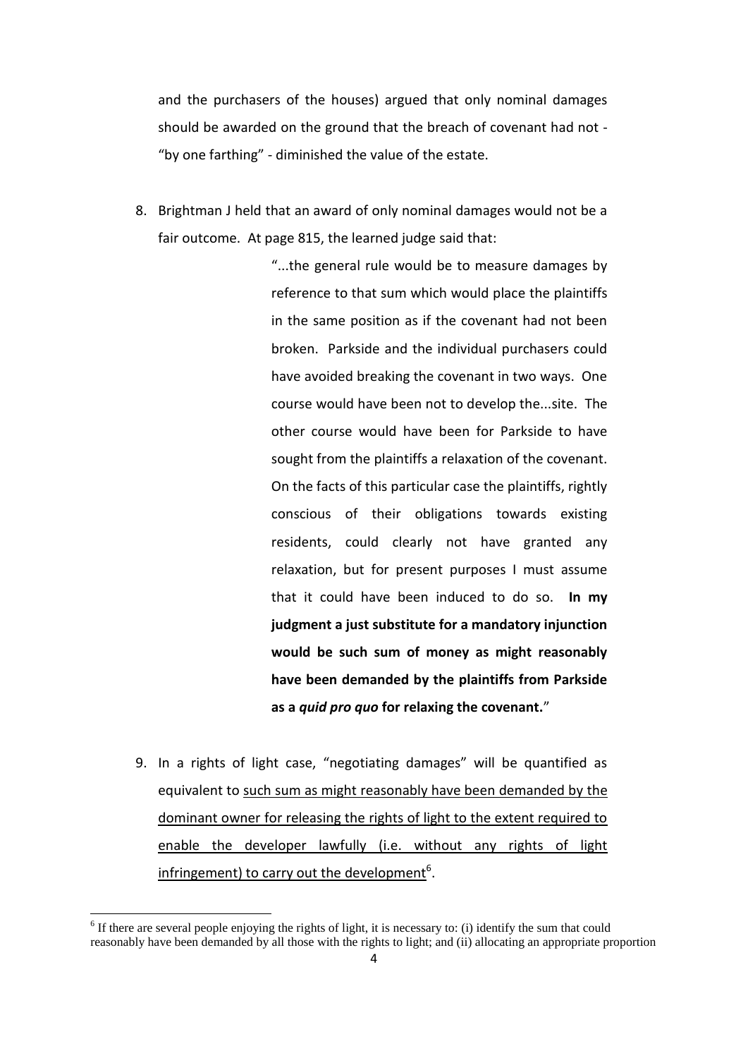and the purchasers of the houses) argued that only nominal damages should be awarded on the ground that the breach of covenant had not - "by one farthing" - diminished the value of the estate.

8. Brightman J held that an award of only nominal damages would not be a fair outcome. At page 815, the learned judge said that:

> "...the general rule would be to measure damages by reference to that sum which would place the plaintiffs in the same position as if the covenant had not been broken. Parkside and the individual purchasers could have avoided breaking the covenant in two ways. One course would have been not to develop the...site. The other course would have been for Parkside to have sought from the plaintiffs a relaxation of the covenant. On the facts of this particular case the plaintiffs, rightly conscious of their obligations towards existing residents, could clearly not have granted any relaxation, but for present purposes I must assume that it could have been induced to do so. **In my judgment a just substitute for a mandatory injunction would be such sum of money as might reasonably have been demanded by the plaintiffs from Parkside as a *quid pro quo* for relaxing the covenant.**"

9. In a rights of light case, "negotiating damages" will be quantified as equivalent to <u>such sum as might reasonably have been demanded by the dominant owner for releasing the rights of light to the extent required to enable the developer lawfully (i.e. without any rights of light infringement) to carry out the development</u>[6].

---

[6] If there are several people enjoying the rights of light, it is necessary to: (i) identify the sum that could reasonably have been demanded by all those with the rights to light; and (ii) allocating an appropriate proportion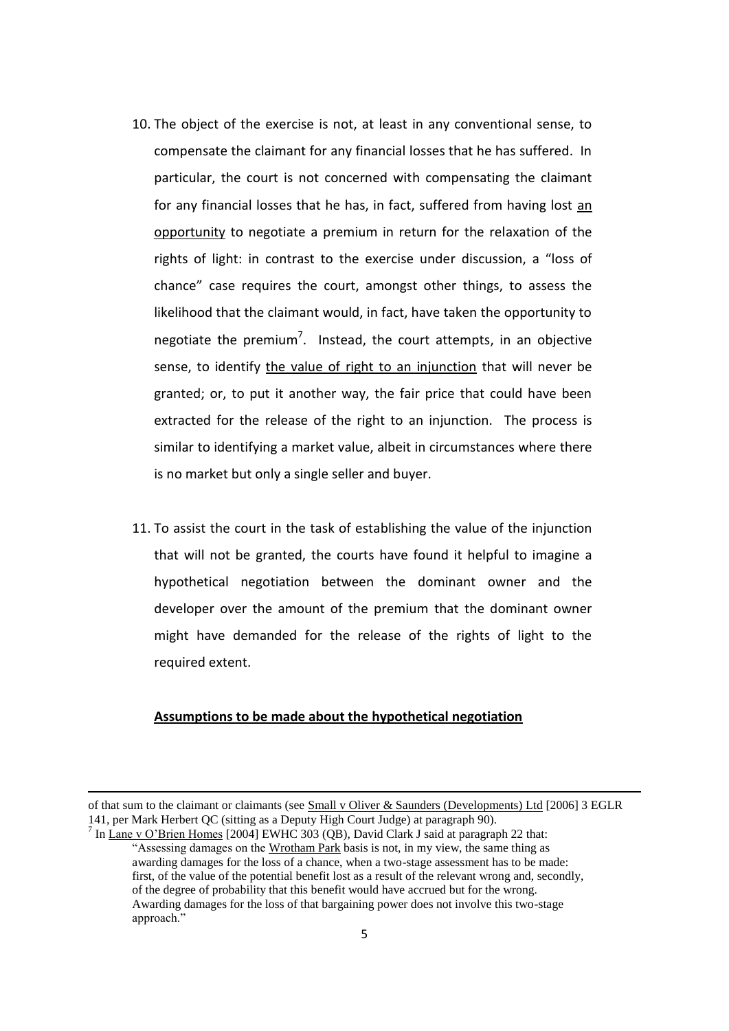10. The object of the exercise is not, at least in any conventional sense, to compensate the claimant for any financial losses that he has suffered. In particular, the court is not concerned with compensating the claimant for any financial losses that he has, in fact, suffered from having lost an opportunity to negotiate a premium in return for the relaxation of the rights of light: in contrast to the exercise under discussion, a "loss of chance" case requires the court, amongst other things, to assess the likelihood that the claimant would, in fact, have taken the opportunity to negotiate the premium[7]. Instead, the court attempts, in an objective sense, to identify the value of right to an injunction that will never be granted; or, to put it another way, the fair price that could have been extracted for the release of the right to an injunction. The process is similar to identifying a market value, albeit in circumstances where there is no market but only a single seller and buyer.

11. To assist the court in the task of establishing the value of the injunction that will not be granted, the courts have found it helpful to imagine a hypothetical negotiation between the dominant owner and the developer over the amount of the premium that the dominant owner might have demanded for the release of the rights of light to the required extent.

**Assumptions to be made about the hypothetical negotiation**

---

of that sum to the claimant or claimants (see Small v Oliver & Saunders (Developments) Ltd [2006] 3 EGLR 141, per Mark Herbert QC (sitting as a Deputy High Court Judge) at paragraph 90).

[7] In Lane v O'Brien Homes [2004] EWHC 303 (QB), David Clark J said at paragraph 22 that:

> "Assessing damages on the Wrotham Park basis is not, in my view, the same thing as awarding damages for the loss of a chance, when a two-stage assessment has to be made: first, of the value of the potential benefit lost as a result of the relevant wrong and, secondly, of the degree of probability that this benefit would have accrued but for the wrong. Awarding damages for the loss of that bargaining power does not involve this two-stage approach."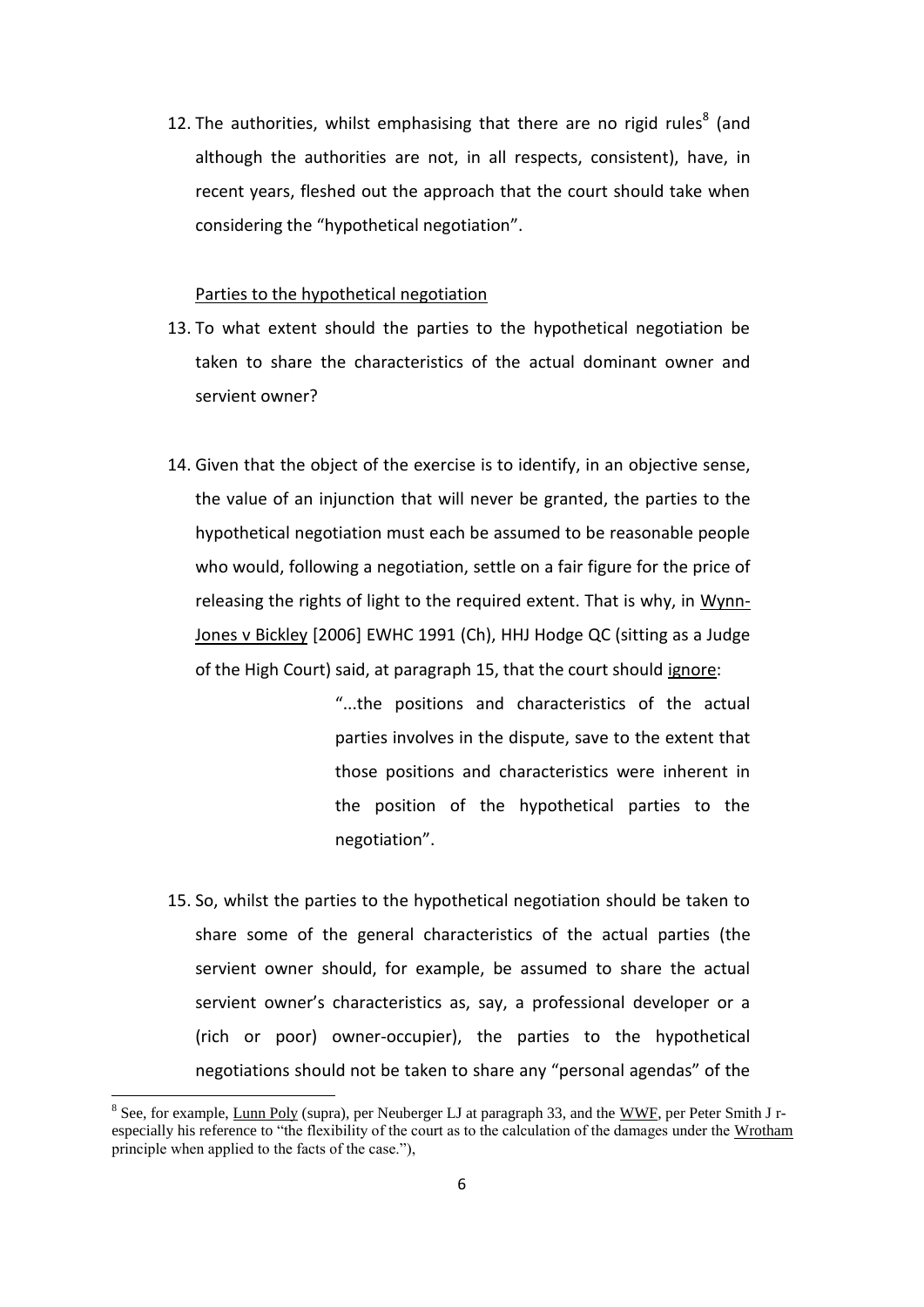12. The authorities, whilst emphasising that there are no rigid rules[8] (and although the authorities are not, in all respects, consistent), have, in recent years, fleshed out the approach that the court should take when considering the "hypothetical negotiation".

Parties to the hypothetical negotiation

13. To what extent should the parties to the hypothetical negotiation be taken to share the characteristics of the actual dominant owner and servient owner?

14. Given that the object of the exercise is to identify, in an objective sense, the value of an injunction that will never be granted, the parties to the hypothetical negotiation must each be assumed to be reasonable people who would, following a negotiation, settle on a fair figure for the price of releasing the rights of light to the required extent. That is why, in Wynn-Jones v Bickley [2006] EWHC 1991 (Ch), HHJ Hodge QC (sitting as a Judge of the High Court) said, at paragraph 15, that the court should ignore:

> "...the positions and characteristics of the actual parties involves in the dispute, save to the extent that those positions and characteristics were inherent in the position of the hypothetical parties to the negotiation".

15. So, whilst the parties to the hypothetical negotiation should be taken to share some of the general characteristics of the actual parties (the servient owner should, for example, be assumed to share the actual servient owner's characteristics as, say, a professional developer or a (rich or poor) owner-occupier), the parties to the hypothetical negotiations should not be taken to share any "personal agendas" of the

[8] See, for example, Lunn Poly (supra), per Neuberger LJ at paragraph 33, and the WWF, per Peter Smith J r-especially his reference to "the flexibility of the court as to the calculation of the damages under the Wrotham principle when applied to the facts of the case."),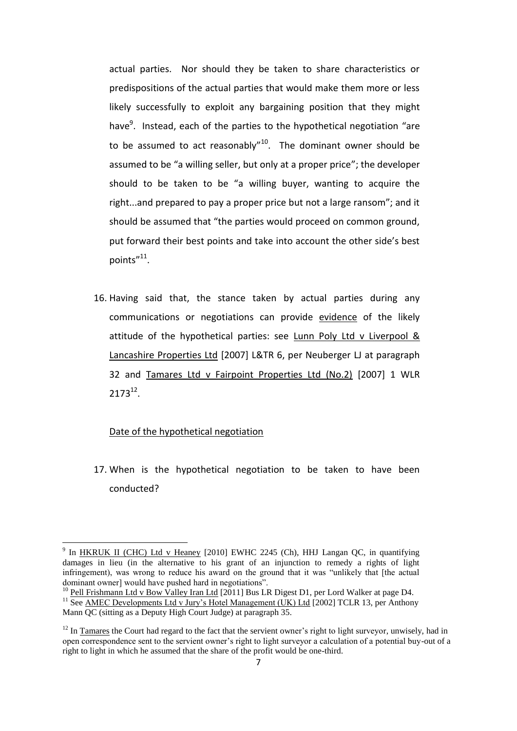actual parties. Nor should they be taken to share characteristics or predispositions of the actual parties that would make them more or less likely successfully to exploit any bargaining position that they might have[9]. Instead, each of the parties to the hypothetical negotiation "are to be assumed to act reasonably"[10]. The dominant owner should be assumed to be "a willing seller, but only at a proper price"; the developer should to be taken to be "a willing buyer, wanting to acquire the right...and prepared to pay a proper price but not a large ransom"; and it should be assumed that "the parties would proceed on common ground, put forward their best points and take into account the other side's best points"[11].

16. Having said that, the stance taken by actual parties during any communications or negotiations can provide evidence of the likely attitude of the hypothetical parties: see Lunn Poly Ltd v Liverpool & Lancashire Properties Ltd [2007] L&TR 6, per Neuberger LJ at paragraph 32 and Tamares Ltd v Fairpoint Properties Ltd (No.2) [2007] 1 WLR 2173[12].

Date of the hypothetical negotiation

17. When is the hypothetical negotiation to be taken to have been conducted?

---

[9] In HKRUK II (CHC) Ltd v Heaney [2010] EWHC 2245 (Ch), HHJ Langan QC, in quantifying damages in lieu (in the alternative to his grant of an injunction to remedy a rights of light infringement), was wrong to reduce his award on the ground that it was "unlikely that [the actual dominant owner] would have pushed hard in negotiations".

[10] Pell Frishmann Ltd v Bow Valley Iran Ltd [2011] Bus LR Digest D1, per Lord Walker at page D4.

[11] See AMEC Developments Ltd v Jury's Hotel Management (UK) Ltd [2002] TCLR 13, per Anthony Mann QC (sitting as a Deputy High Court Judge) at paragraph 35.

[12] In Tamares the Court had regard to the fact that the servient owner's right to light surveyor, unwisely, had in open correspondence sent to the servient owner's right to light surveyor a calculation of a potential buy-out of a right to light in which he assumed that the share of the profit would be one-third.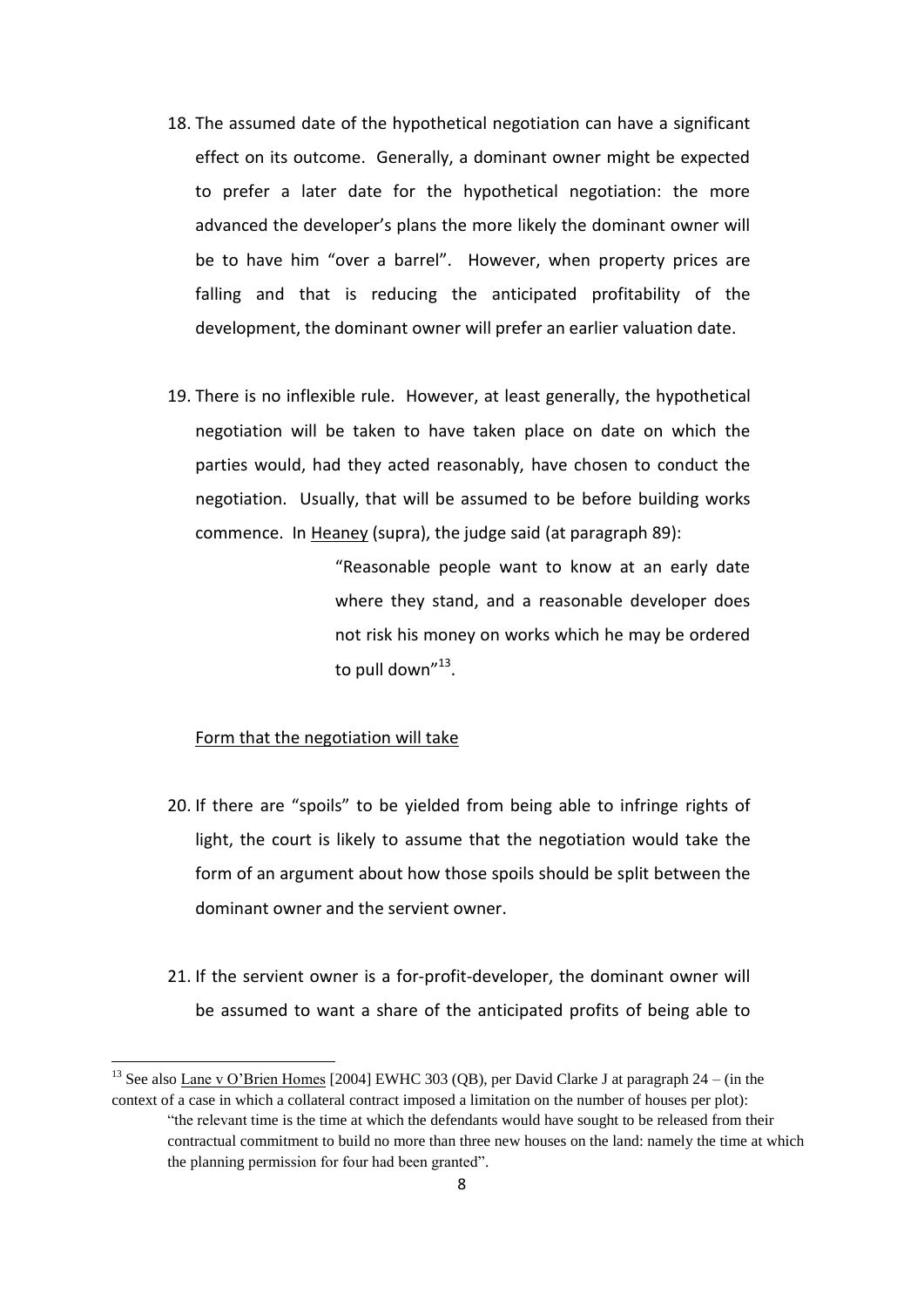18. The assumed date of the hypothetical negotiation can have a significant effect on its outcome. Generally, a dominant owner might be expected to prefer a later date for the hypothetical negotiation: the more advanced the developer's plans the more likely the dominant owner will be to have him "over a barrel". However, when property prices are falling and that is reducing the anticipated profitability of the development, the dominant owner will prefer an earlier valuation date.

19. There is no inflexible rule. However, at least generally, the hypothetical negotiation will be taken to have taken place on date on which the parties would, had they acted reasonably, have chosen to conduct the negotiation. Usually, that will be assumed to be before building works commence. In Heaney (supra), the judge said (at paragraph 89):

> "Reasonable people want to know at an early date where they stand, and a reasonable developer does not risk his money on works which he may be ordered to pull down"[13].

Form that the negotiation will take

20. If there are "spoils" to be yielded from being able to infringe rights of light, the court is likely to assume that the negotiation would take the form of an argument about how those spoils should be split between the dominant owner and the servient owner.

21. If the servient owner is a for-profit-developer, the dominant owner will be assumed to want a share of the anticipated profits of being able to

---

[13] See also Lane v O'Brien Homes [2004] EWHC 303 (QB), per David Clarke J at paragraph 24 – (in the context of a case in which a collateral contract imposed a limitation on the number of houses per plot):

> "the relevant time is the time at which the defendants would have sought to be released from their contractual commitment to build no more than three new houses on the land: namely the time at which the planning permission for four had been granted".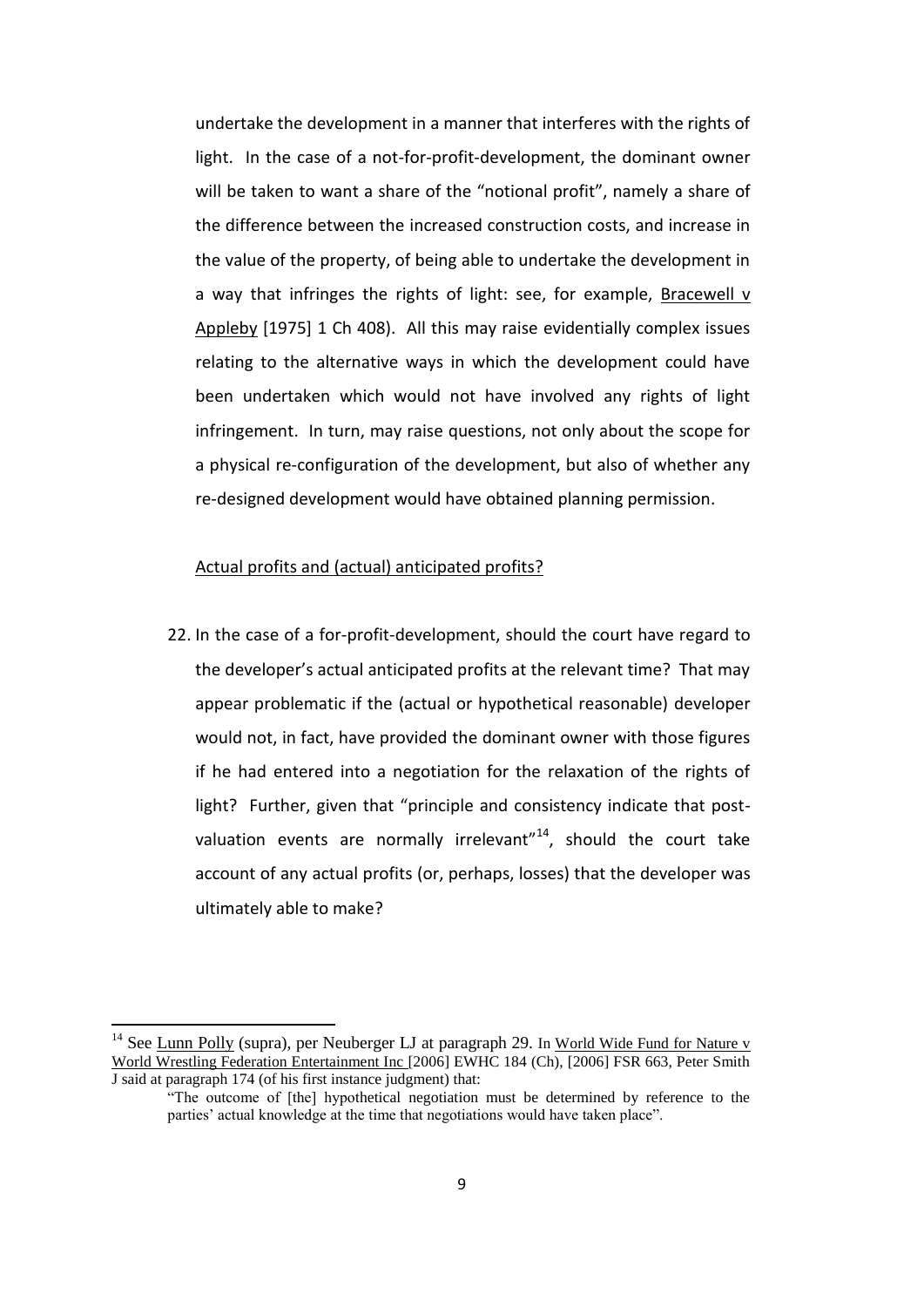undertake the development in a manner that interferes with the rights of light. In the case of a not-for-profit-development, the dominant owner will be taken to want a share of the "notional profit", namely a share of the difference between the increased construction costs, and increase in the value of the property, of being able to undertake the development in a way that infringes the rights of light: see, for example, Bracewell v Appleby [1975] 1 Ch 408). All this may raise evidentially complex issues relating to the alternative ways in which the development could have been undertaken which would not have involved any rights of light infringement. In turn, may raise questions, not only about the scope for a physical re-configuration of the development, but also of whether any re-designed development would have obtained planning permission.

## Actual profits and (actual) anticipated profits?

22. In the case of a for-profit-development, should the court have regard to the developer's actual anticipated profits at the relevant time? That may appear problematic if the (actual or hypothetical reasonable) developer would not, in fact, have provided the dominant owner with those figures if he had entered into a negotiation for the relaxation of the rights of light? Further, given that "principle and consistency indicate that post-valuation events are normally irrelevant"[14], should the court take account of any actual profits (or, perhaps, losses) that the developer was ultimately able to make?

---

[14] See Lunn Polly (supra), per Neuberger LJ at paragraph 29. In World Wide Fund for Nature v World Wrestling Federation Entertainment Inc [2006] EWHC 184 (Ch), [2006] FSR 663, Peter Smith J said at paragraph 174 (of his first instance judgment) that:

> "The outcome of [the] hypothetical negotiation must be determined by reference to the parties' actual knowledge at the time that negotiations would have taken place".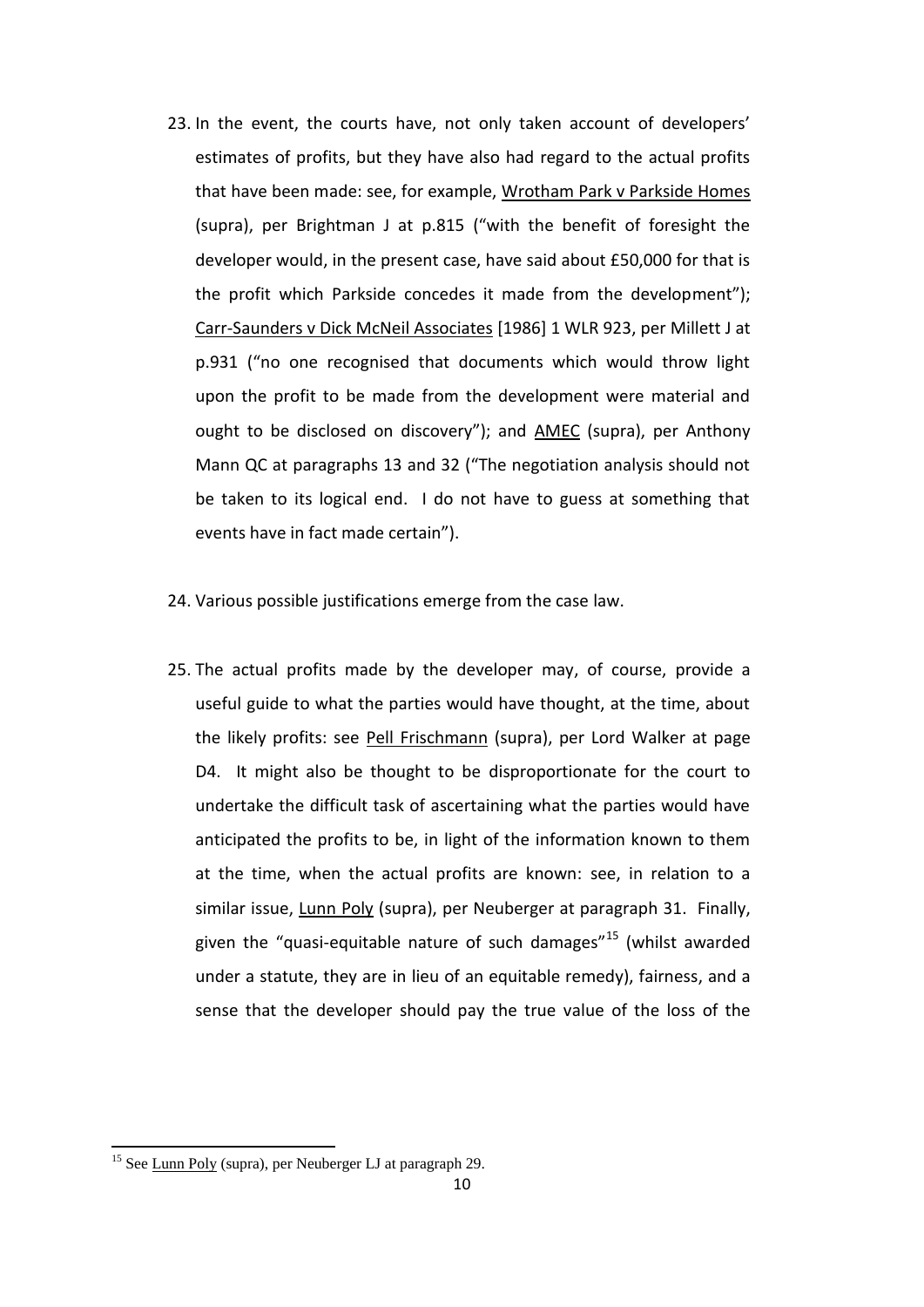23. In the event, the courts have, not only taken account of developers' estimates of profits, but they have also had regard to the actual profits that have been made: see, for example, Wrotham Park v Parkside Homes (supra), per Brightman J at p.815 ("with the benefit of foresight the developer would, in the present case, have said about £50,000 for that is the profit which Parkside concedes it made from the development"); Carr-Saunders v Dick McNeil Associates [1986] 1 WLR 923, per Millett J at p.931 ("no one recognised that documents which would throw light upon the profit to be made from the development were material and ought to be disclosed on discovery"); and AMEC (supra), per Anthony Mann QC at paragraphs 13 and 32 ("The negotiation analysis should not be taken to its logical end. I do not have to guess at something that events have in fact made certain").

24. Various possible justifications emerge from the case law.

25. The actual profits made by the developer may, of course, provide a useful guide to what the parties would have thought, at the time, about the likely profits: see Pell Frischmann (supra), per Lord Walker at page D4. It might also be thought to be disproportionate for the court to undertake the difficult task of ascertaining what the parties would have anticipated the profits to be, in light of the information known to them at the time, when the actual profits are known: see, in relation to a similar issue, Lunn Poly (supra), per Neuberger at paragraph 31. Finally, given the "quasi-equitable nature of such damages"[15] (whilst awarded under a statute, they are in lieu of an equitable remedy), fairness, and a sense that the developer should pay the true value of the loss of the

[15] See Lunn Poly (supra), per Neuberger LJ at paragraph 29.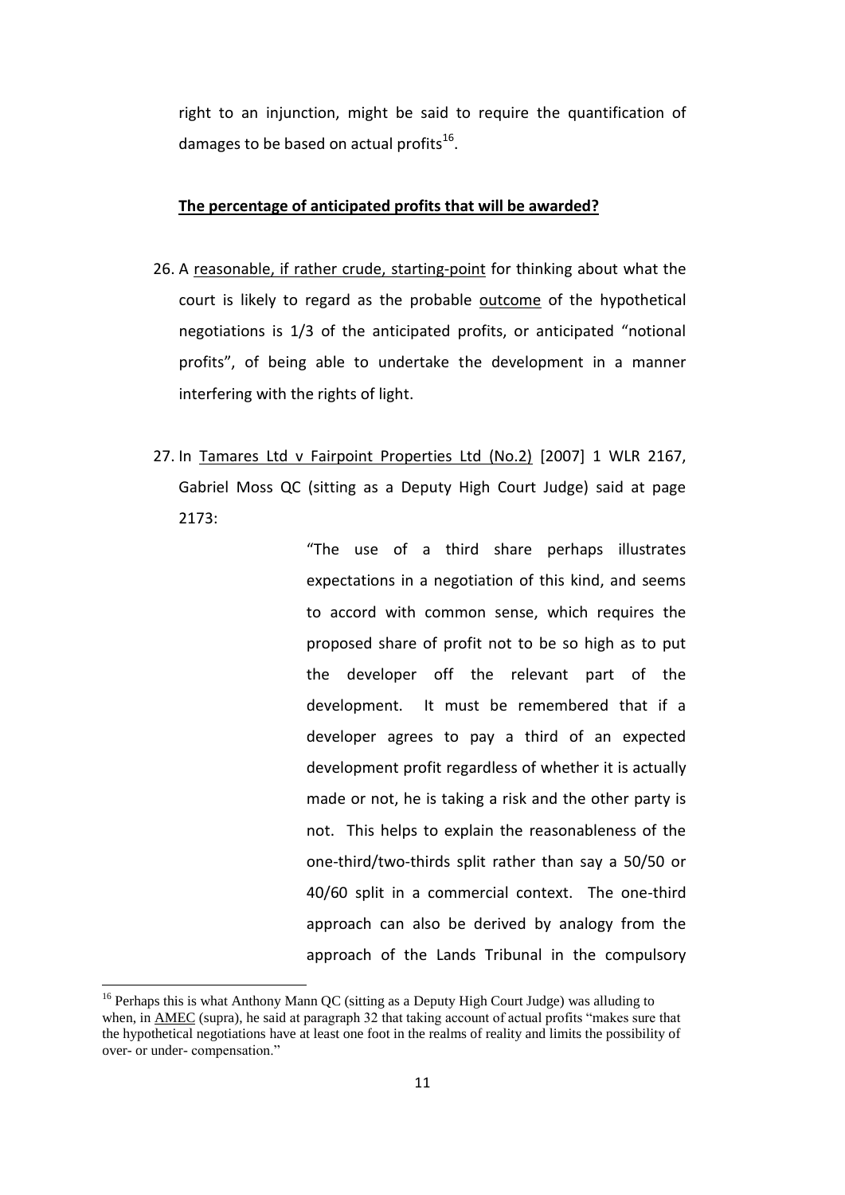right to an injunction, might be said to require the quantification of damages to be based on actual profits[16].

**The percentage of anticipated profits that will be awarded?**

26. A reasonable, if rather crude, starting-point for thinking about what the court is likely to regard as the probable outcome of the hypothetical negotiations is 1/3 of the anticipated profits, or anticipated "notional profits", of being able to undertake the development in a manner interfering with the rights of light.

27. In Tamares Ltd v Fairpoint Properties Ltd (No.2) [2007] 1 WLR 2167, Gabriel Moss QC (sitting as a Deputy High Court Judge) said at page 2173:

> "The use of a third share perhaps illustrates expectations in a negotiation of this kind, and seems to accord with common sense, which requires the proposed share of profit not to be so high as to put the developer off the relevant part of the development. It must be remembered that if a developer agrees to pay a third of an expected development profit regardless of whether it is actually made or not, he is taking a risk and the other party is not. This helps to explain the reasonableness of the one-third/two-thirds split rather than say a 50/50 or 40/60 split in a commercial context. The one-third approach can also be derived by analogy from the approach of the Lands Tribunal in the compulsory

---

[16] Perhaps this is what Anthony Mann QC (sitting as a Deputy High Court Judge) was alluding to when, in AMEC (supra), he said at paragraph 32 that taking account of actual profits "makes sure that the hypothetical negotiations have at least one foot in the realms of reality and limits the possibility of over- or under- compensation."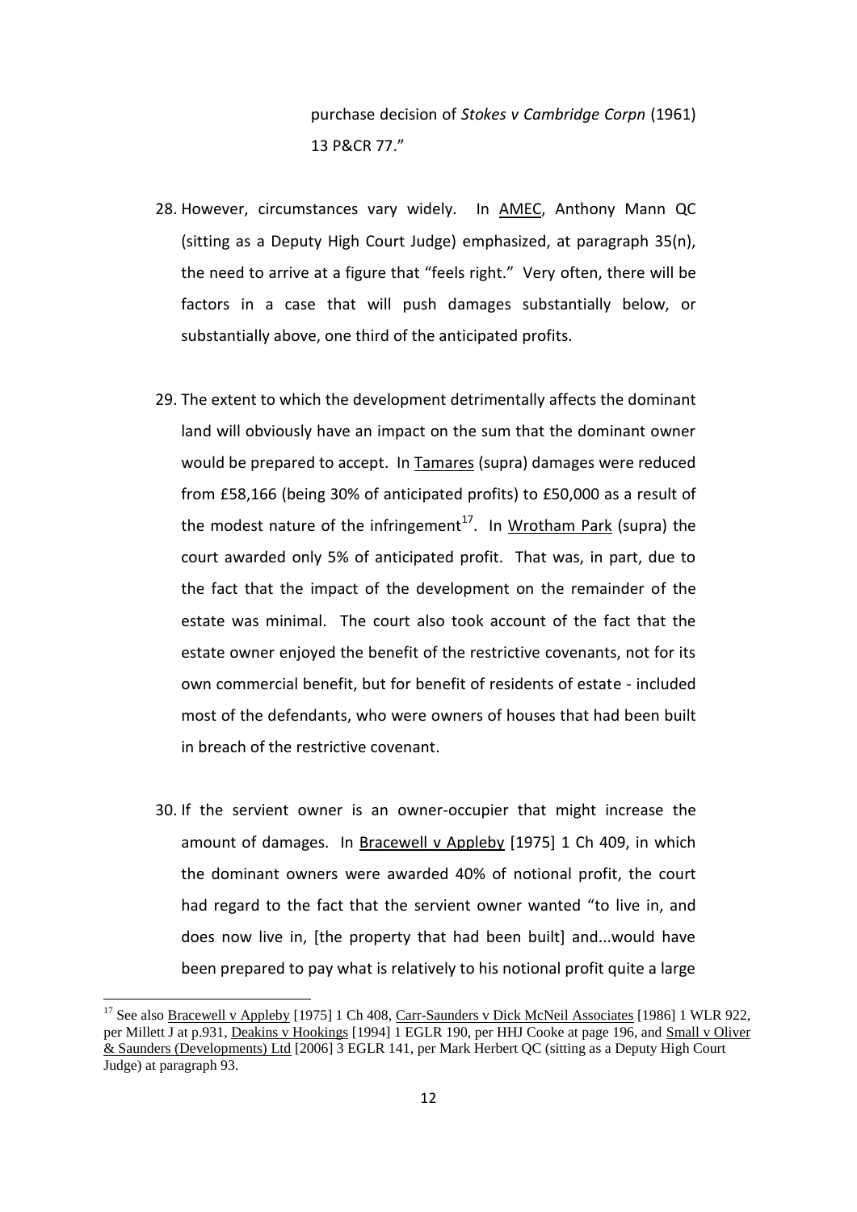purchase decision of *Stokes v Cambridge Corpn* (1961) 13 P&CR 77."

28. However, circumstances vary widely. In AMEC, Anthony Mann QC (sitting as a Deputy High Court Judge) emphasized, at paragraph 35(n), the need to arrive at a figure that "feels right." Very often, there will be factors in a case that will push damages substantially below, or substantially above, one third of the anticipated profits.

29. The extent to which the development detrimentally affects the dominant land will obviously have an impact on the sum that the dominant owner would be prepared to accept. In Tamares (supra) damages were reduced from £58,166 (being 30% of anticipated profits) to £50,000 as a result of the modest nature of the infringement[17]. In Wrotham Park (supra) the court awarded only 5% of anticipated profit. That was, in part, due to the fact that the impact of the development on the remainder of the estate was minimal. The court also took account of the fact that the estate owner enjoyed the benefit of the restrictive covenants, not for its own commercial benefit, but for benefit of residents of estate - included most of the defendants, who were owners of houses that had been built in breach of the restrictive covenant.

30. If the servient owner is an owner-occupier that might increase the amount of damages. In Bracewell v Appleby [1975] 1 Ch 409, in which the dominant owners were awarded 40% of notional profit, the court had regard to the fact that the servient owner wanted "to live in, and does now live in, [the property that had been built] and...would have been prepared to pay what is relatively to his notional profit quite a large

---

[17] See also Bracewell v Appleby [1975] 1 Ch 408, Carr-Saunders v Dick McNeil Associates [1986] 1 WLR 922, per Millett J at p.931, Deakins v Hookings [1994] 1 EGLR 190, per HHJ Cooke at page 196, and Small v Oliver & Saunders (Developments) Ltd [2006] 3 EGLR 141, per Mark Herbert QC (sitting as a Deputy High Court Judge) at paragraph 93.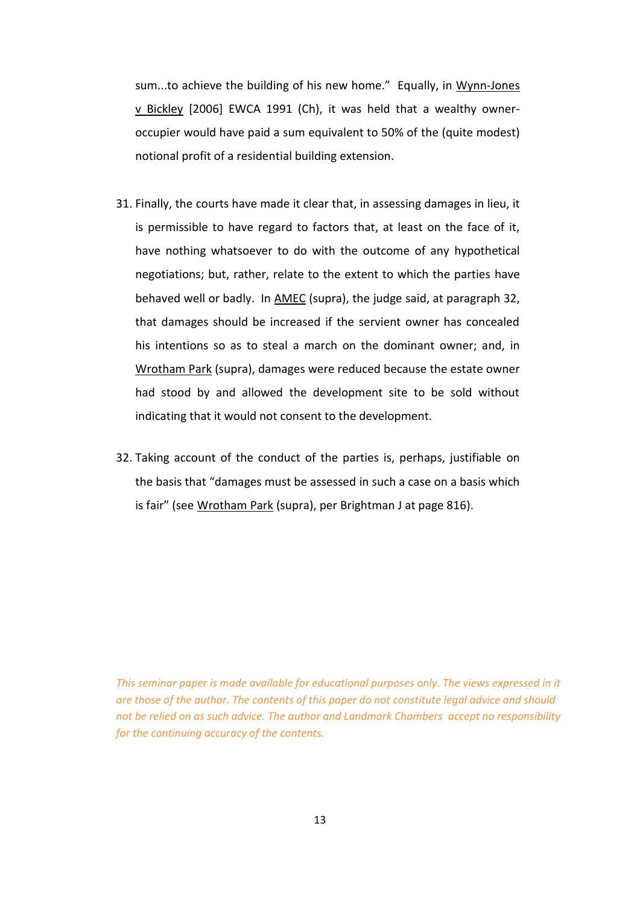sum...to achieve the building of his new home." Equally, in Wynn-Jones v Bickley [2006] EWCA 1991 (Ch), it was held that a wealthy owner-occupier would have paid a sum equivalent to 50% of the (quite modest) notional profit of a residential building extension.

31. Finally, the courts have made it clear that, in assessing damages in lieu, it is permissible to have regard to factors that, at least on the face of it, have nothing whatsoever to do with the outcome of any hypothetical negotiations; but, rather, relate to the extent to which the parties have behaved well or badly. In AMEC (supra), the judge said, at paragraph 32, that damages should be increased if the servient owner has concealed his intentions so as to steal a march on the dominant owner; and, in Wrotham Park (supra), damages were reduced because the estate owner had stood by and allowed the development site to be sold without indicating that it would not consent to the development.

32. Taking account of the conduct of the parties is, perhaps, justifiable on the basis that "damages must be assessed in such a case on a basis which is fair" (see Wrotham Park (supra), per Brightman J at page 816).

*This seminar paper is made available for educational purposes only. The views expressed in it are those of the author. The contents of this paper do not constitute legal advice and should not be relied on as such advice. The author and Landmark Chambers accept no responsibility for the continuing accuracy of the contents.*